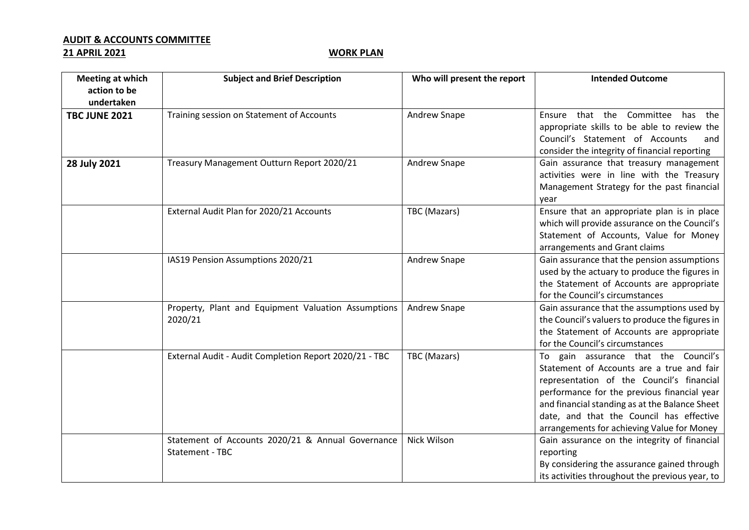**AUDIT & ACCOUNTS COMMITTEE**
**21 APRIL 2021** **WORK PLAN**

| Meeting at which action to be undertaken | Subject and Brief Description | Who will present the report | Intended Outcome |
|---|---|---|---|
| **TBC JUNE 2021** | Training session on Statement of Accounts | Andrew Snape | Ensure that the Committee has the appropriate skills to be able to review the Council's Statement of Accounts and consider the integrity of financial reporting |
| **28 July 2021** | Treasury Management Outturn Report 2020/21 | Andrew Snape | Gain assurance that treasury management activities were in line with the Treasury Management Strategy for the past financial year |
| | External Audit Plan for 2020/21 Accounts | TBC (Mazars) | Ensure that an appropriate plan is in place which will provide assurance on the Council's Statement of Accounts, Value for Money arrangements and Grant claims |
| | IAS19 Pension Assumptions 2020/21 | Andrew Snape | Gain assurance that the pension assumptions used by the actuary to produce the figures in the Statement of Accounts are appropriate for the Council's circumstances |
| | Property, Plant and Equipment Valuation Assumptions 2020/21 | Andrew Snape | Gain assurance that the assumptions used by the Council's valuers to produce the figures in the Statement of Accounts are appropriate for the Council's circumstances |
| | External Audit - Audit Completion Report 2020/21 - TBC | TBC (Mazars) | To gain assurance that the Council's Statement of Accounts are a true and fair representation of the Council's financial performance for the previous financial year and financial standing as at the Balance Sheet date, and that the Council has effective arrangements for achieving Value for Money |
| | Statement of Accounts 2020/21 & Annual Governance Statement - TBC | Nick Wilson | Gain assurance on the integrity of financial reporting<br>By considering the assurance gained through its activities throughout the previous year, to |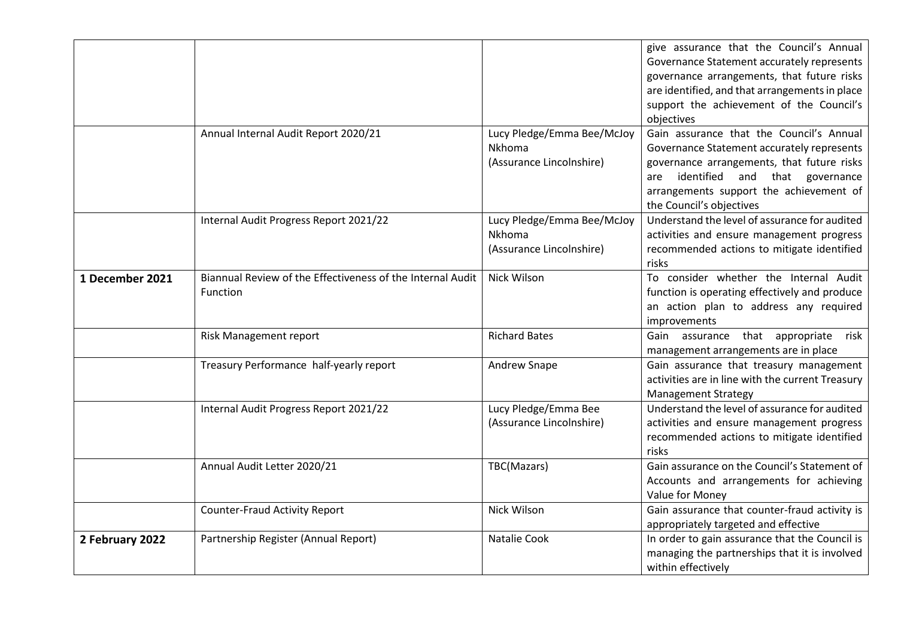| | | | |
|---|---|---|---|
| | | | give assurance that the Council's Annual Governance Statement accurately represents governance arrangements, that future risks are identified, and that arrangements in place support the achievement of the Council's objectives |
| | Annual Internal Audit Report 2020/21 | Lucy Pledge/Emma Bee/McJoy Nkhoma (Assurance Lincolnshire) | Gain assurance that the Council's Annual Governance Statement accurately represents governance arrangements, that future risks are identified and that governance arrangements support the achievement of the Council's objectives |
| | Internal Audit Progress Report 2021/22 | Lucy Pledge/Emma Bee/McJoy Nkhoma (Assurance Lincolnshire) | Understand the level of assurance for audited activities and ensure management progress recommended actions to mitigate identified risks |
| **1 December 2021** | Biannual Review of the Effectiveness of the Internal Audit Function | Nick Wilson | To consider whether the Internal Audit function is operating effectively and produce an action plan to address any required improvements |
| | Risk Management report | Richard Bates | Gain assurance that appropriate risk management arrangements are in place |
| | Treasury Performance half-yearly report | Andrew Snape | Gain assurance that treasury management activities are in line with the current Treasury Management Strategy |
| | Internal Audit Progress Report 2021/22 | Lucy Pledge/Emma Bee (Assurance Lincolnshire) | Understand the level of assurance for audited activities and ensure management progress recommended actions to mitigate identified risks |
| | Annual Audit Letter 2020/21 | TBC(Mazars) | Gain assurance on the Council's Statement of Accounts and arrangements for achieving Value for Money |
| | Counter-Fraud Activity Report | Nick Wilson | Gain assurance that counter-fraud activity is appropriately targeted and effective |
| **2 February 2022** | Partnership Register (Annual Report) | Natalie Cook | In order to gain assurance that the Council is managing the partnerships that it is involved within effectively |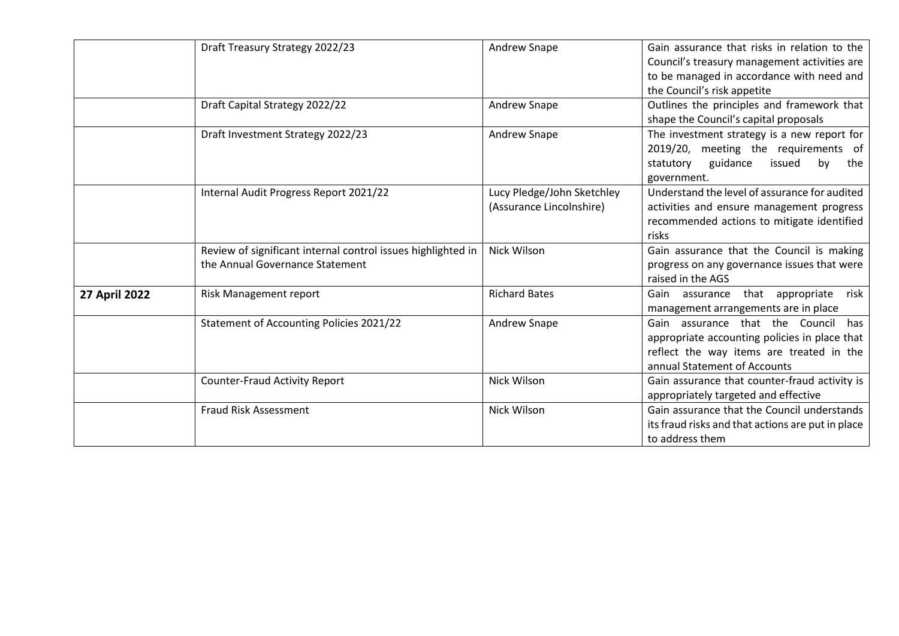| | | | |
|---|---|---|---|
| | Draft Treasury Strategy 2022/23 | Andrew Snape | Gain assurance that risks in relation to the Council's treasury management activities are to be managed in accordance with need and the Council's risk appetite |
| | Draft Capital Strategy 2022/22 | Andrew Snape | Outlines the principles and framework that shape the Council's capital proposals |
| | Draft Investment Strategy 2022/23 | Andrew Snape | The investment strategy is a new report for 2019/20, meeting the requirements of statutory guidance issued by the government. |
| | Internal Audit Progress Report 2021/22 | Lucy Pledge/John Sketchley (Assurance Lincolnshire) | Understand the level of assurance for audited activities and ensure management progress recommended actions to mitigate identified risks |
| | Review of significant internal control issues highlighted in the Annual Governance Statement | Nick Wilson | Gain assurance that the Council is making progress on any governance issues that were raised in the AGS |
| **27 April 2022** | Risk Management report | Richard Bates | Gain assurance that appropriate risk management arrangements are in place |
| | Statement of Accounting Policies 2021/22 | Andrew Snape | Gain assurance that the Council has appropriate accounting policies in place that reflect the way items are treated in the annual Statement of Accounts |
| | Counter-Fraud Activity Report | Nick Wilson | Gain assurance that counter-fraud activity is appropriately targeted and effective |
| | Fraud Risk Assessment | Nick Wilson | Gain assurance that the Council understands its fraud risks and that actions are put in place to address them |